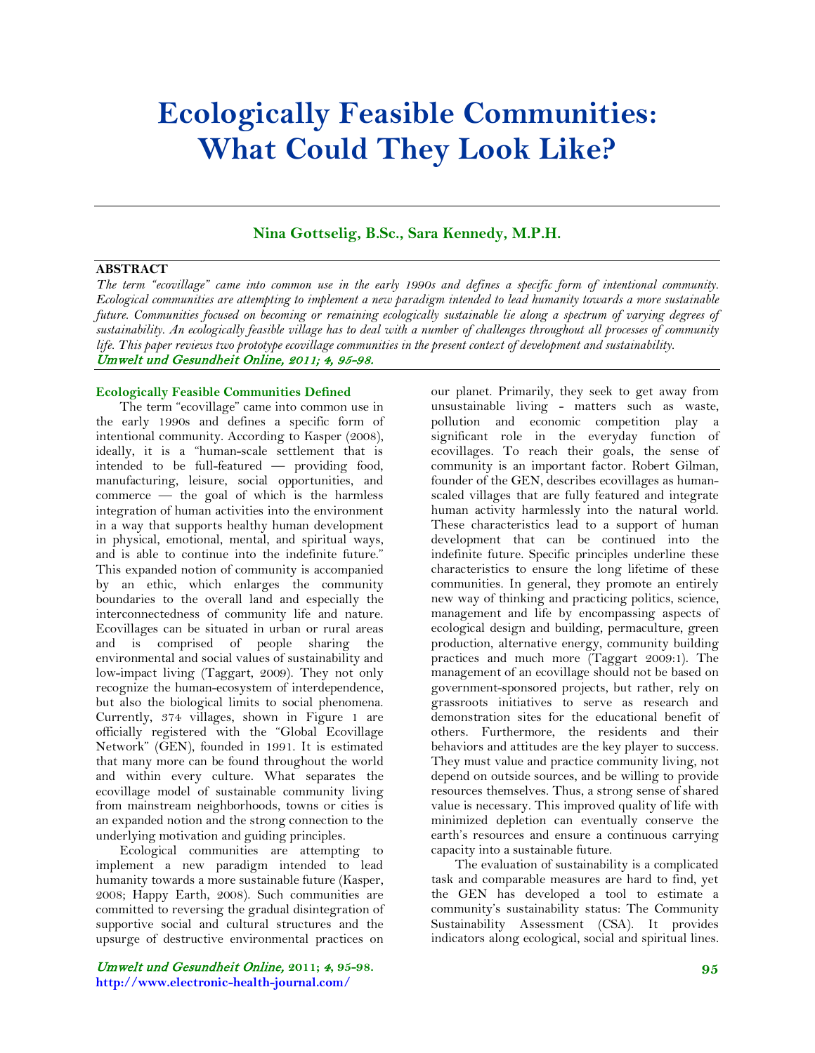# Ecologically Feasible Communities: What Could They Look Like?

**Nina Gottselig, B.Sc., Sara Kennedy, M.P.H.**

**ABSTRACT**

*The term "ecovillage" came into common use in the early 1990s and defines a specific form of intentional community. Ecological communities are attempting to implement a new paradigm intended to lead humanity towards a more sustainable future. Communities focused on becoming or remaining ecologically sustainable lie along a spectrum of varying degrees of sustainability. An ecologically feasible village has to deal with a number of challenges throughout all processes of community life. This paper reviews two prototype ecovillage communities in the present context of development and sustainability.*

*Umwelt und Gesundheit Online, 2011; 4, 95-98.*

## Ecologically Feasible Communities Defined

The term "ecovillage" came into common use in the early 1990s and defines a specific form of intentional community. According to Kasper (2008), ideally, it is a "human-scale settlement that is intended to be full-featured — providing food, manufacturing, leisure, social opportunities, and commerce — the goal of which is the harmless integration of human activities into the environment in a way that supports healthy human development in physical, emotional, mental, and spiritual ways, and is able to continue into the indefinite future." This expanded notion of community is accompanied by an ethic, which enlarges the community boundaries to the overall land and especially the interconnectedness of community life and nature. Ecovillages can be situated in urban or rural areas and is comprised of people sharing the environmental and social values of sustainability and low-impact living (Taggart, 2009). They not only recognize the human-ecosystem of interdependence, but also the biological limits to social phenomena. Currently, 374 villages, shown in Figure 1 are officially registered with the "Global Ecovillage Network" (GEN), founded in 1991. It is estimated that many more can be found throughout the world and within every culture. What separates the ecovillage model of sustainable community living from mainstream neighborhoods, towns or cities is an expanded notion and the strong connection to the underlying motivation and guiding principles.

Ecological communities are attempting to implement a new paradigm intended to lead humanity towards a more sustainable future (Kasper, 2008; Happy Earth, 2008). Such communities are committed to reversing the gradual disintegration of supportive social and cultural structures and the upsurge of destructive environmental practices on our planet. Primarily, they seek to get away from unsustainable living - matters such as waste, pollution and economic competition play a significant role in the everyday function of ecovillages. To reach their goals, the sense of community is an important factor. Robert Gilman, founder of the GEN, describes ecovillages as human-scaled villages that are fully featured and integrate human activity harmlessly into the natural world. These characteristics lead to a support of human development that can be continued into the indefinite future. Specific principles underline these characteristics to ensure the long lifetime of these communities. In general, they promote an entirely new way of thinking and practicing politics, science, management and life by encompassing aspects of ecological design and building, permaculture, green production, alternative energy, community building practices and much more (Taggart 2009:1). The management of an ecovillage should not be based on government-sponsored projects, but rather, rely on grassroots initiatives to serve as research and demonstration sites for the educational benefit of others. Furthermore, the residents and their behaviors and attitudes are the key player to success. They must value and practice community living, not depend on outside sources, and be willing to provide resources themselves. Thus, a strong sense of shared value is necessary. This improved quality of life with minimized depletion can eventually conserve the earth's resources and ensure a continuous carrying capacity into a sustainable future.

The evaluation of sustainability is a complicated task and comparable measures are hard to find, yet the GEN has developed a tool to estimate a community's sustainability status: The Community Sustainability Assessment (CSA). It provides indicators along ecological, social and spiritual lines.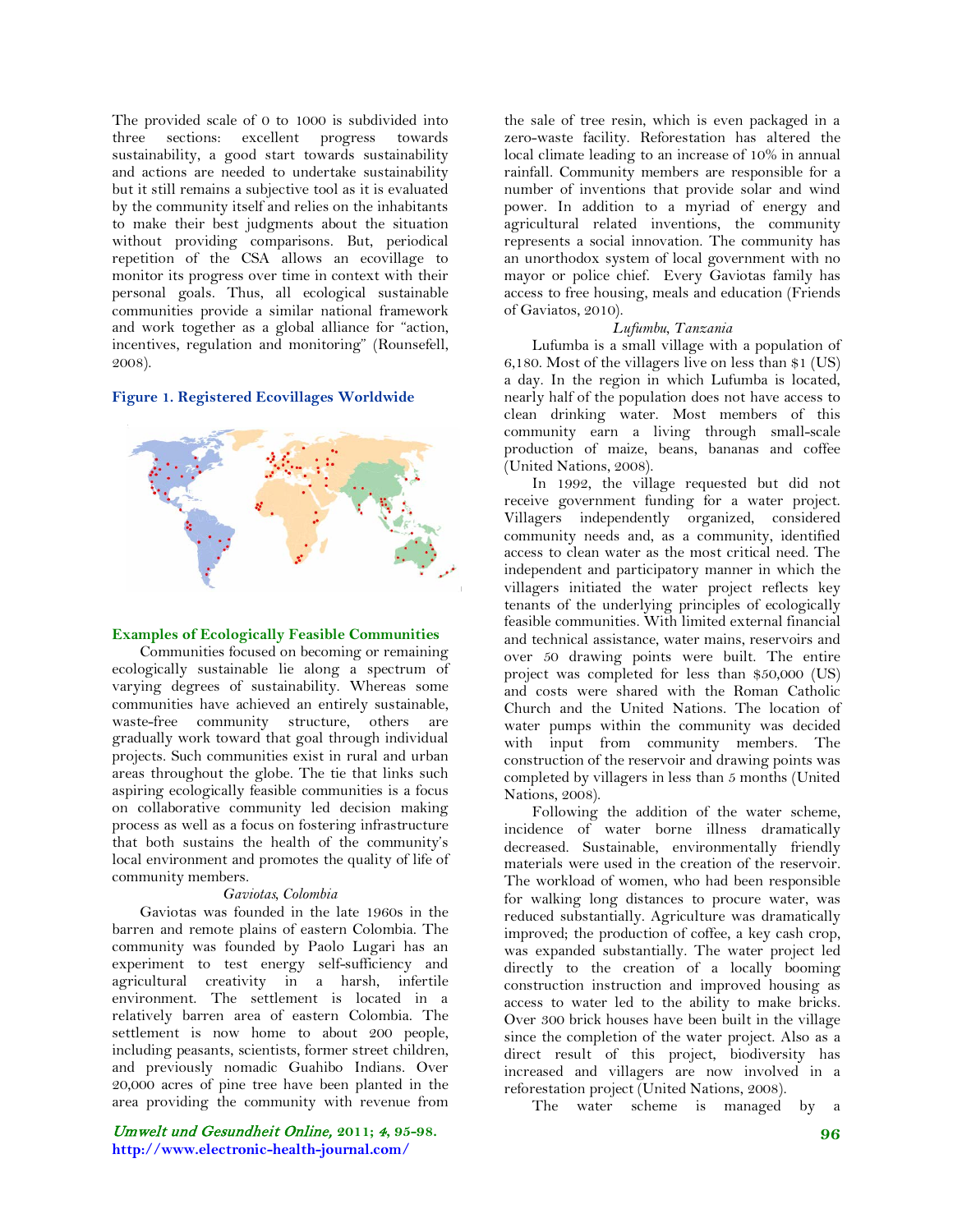The provided scale of 0 to 1000 is subdivided into three sections: excellent progress towards sustainability, a good start towards sustainability and actions are needed to undertake sustainability but it still remains a subjective tool as it is evaluated by the community itself and relies on the inhabitants to make their best judgments about the situation without providing comparisons. But, periodical repetition of the CSA allows an ecovillage to monitor its progress over time in context with their personal goals. Thus, all ecological sustainable communities provide a similar national framework and work together as a global alliance for "action, incentives, regulation and monitoring" (Rounsefell, 2008).

**Figure 1. Registered Ecovillages Worldwide**

## Examples of Ecologically Feasible Communities

Communities focused on becoming or remaining ecologically sustainable lie along a spectrum of varying degrees of sustainability. Whereas some communities have achieved an entirely sustainable, waste-free community structure, others are gradually work toward that goal through individual projects. Such communities exist in rural and urban areas throughout the globe. The tie that links such aspiring ecologically feasible communities is a focus on collaborative community led decision making process as well as a focus on fostering infrastructure that both sustains the health of the community's local environment and promotes the quality of life of community members.

*Gaviotas, Colombia*

Gaviotas was founded in the late 1960s in the barren and remote plains of eastern Colombia. The community was founded by Paolo Lugari has an experiment to test energy self-sufficiency and agricultural creativity in a harsh, infertile environment. The settlement is located in a relatively barren area of eastern Colombia. The settlement is now home to about 200 people, including peasants, scientists, former street children, and previously nomadic Guahibo Indians. Over 20,000 acres of pine tree have been planted in the area providing the community with revenue from the sale of tree resin, which is even packaged in a zero-waste facility. Reforestation has altered the local climate leading to an increase of 10% in annual rainfall. Community members are responsible for a number of inventions that provide solar and wind power. In addition to a myriad of energy and agricultural related inventions, the community represents a social innovation. The community has an unorthodox system of local government with no mayor or police chief. Every Gaviotas family has access to free housing, meals and education (Friends of Gaviatos, 2010).

*Lufumbu, Tanzania*

Lufumba is a small village with a population of 6,180. Most of the villagers live on less than $1 (US) a day. In the region in which Lufumba is located, nearly half of the population does not have access to clean drinking water. Most members of this community earn a living through small-scale production of maize, beans, bananas and coffee (United Nations, 2008).

In 1992, the village requested but did not receive government funding for a water project. Villagers independently organized, considered community needs and, as a community, identified access to clean water as the most critical need. The independent and participatory manner in which the villagers initiated the water project reflects key tenants of the underlying principles of ecologically feasible communities. With limited external financial and technical assistance, water mains, reservoirs and over 50 drawing points were built. The entire project was completed for less than $50,000 (US) and costs were shared with the Roman Catholic Church and the United Nations. The location of water pumps within the community was decided with input from community members. The construction of the reservoir and drawing points was completed by villagers in less than 5 months (United Nations, 2008).

Following the addition of the water scheme, incidence of water borne illness dramatically decreased. Sustainable, environmentally friendly materials were used in the creation of the reservoir. The workload of women, who had been responsible for walking long distances to procure water, was reduced substantially. Agriculture was dramatically improved; the production of coffee, a key cash crop, was expanded substantially. The water project led directly to the creation of a locally booming construction instruction and improved housing as access to water led to the ability to make bricks. Over 300 brick houses have been built in the village since the completion of the water project. Also as a direct result of this project, biodiversity has increased and villagers are now involved in a reforestation project (United Nations, 2008).

The water scheme is managed by a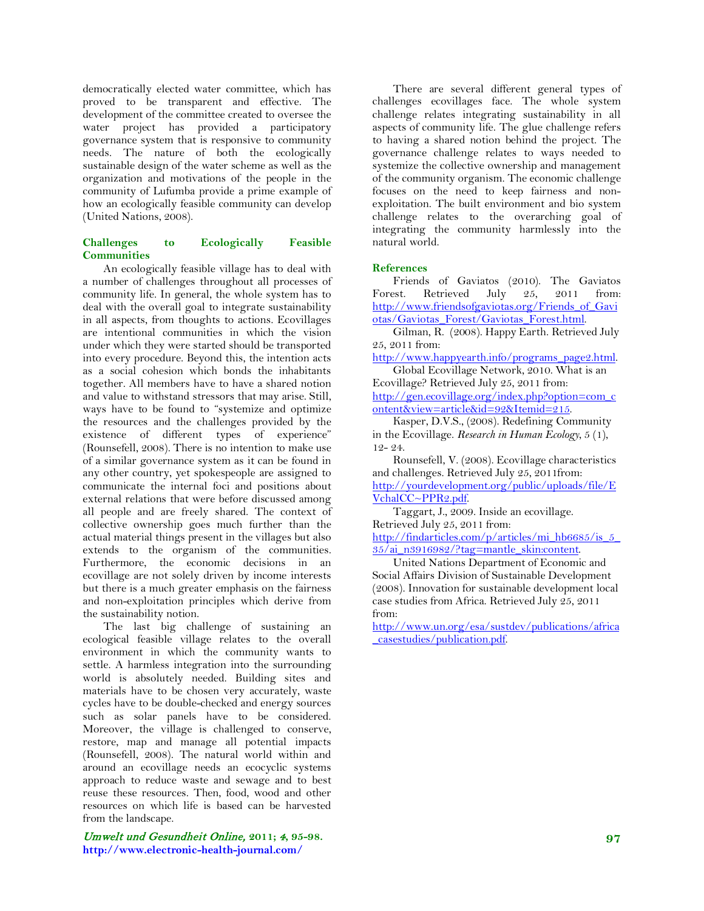democratically elected water committee, which has proved to be transparent and effective. The development of the committee created to oversee the water project has provided a participatory governance system that is responsive to community needs. The nature of both the ecologically sustainable design of the water scheme as well as the organization and motivations of the people in the community of Lufumba provide a prime example of how an ecologically feasible community can develop (United Nations, 2008).

## Challenges to Ecologically Feasible Communities

An ecologically feasible village has to deal with a number of challenges throughout all processes of community life. In general, the whole system has to deal with the overall goal to integrate sustainability in all aspects, from thoughts to actions. Ecovillages are intentional communities in which the vision under which they were started should be transported into every procedure. Beyond this, the intention acts as a social cohesion which bonds the inhabitants together. All members have to have a shared notion and value to withstand stressors that may arise. Still, ways have to be found to "systemize and optimize the resources and the challenges provided by the existence of different types of experience" (Rounsefell, 2008). There is no intention to make use of a similar governance system as it can be found in any other country, yet spokespeople are assigned to communicate the internal foci and positions about external relations that were before discussed among all people and are freely shared. The context of collective ownership goes much further than the actual material things present in the villages but also extends to the organism of the communities. Furthermore, the economic decisions in an ecovillage are not solely driven by income interests but there is a much greater emphasis on the fairness and non-exploitation principles which derive from the sustainability notion.

The last big challenge of sustaining an ecological feasible village relates to the overall environment in which the community wants to settle. A harmless integration into the surrounding world is absolutely needed. Building sites and materials have to be chosen very accurately, waste cycles have to be double-checked and energy sources such as solar panels have to be considered. Moreover, the village is challenged to conserve, restore, map and manage all potential impacts (Rounsefell, 2008). The natural world within and around an ecovillage needs an ecocyclic systems approach to reduce waste and sewage and to best reuse these resources. Then, food, wood and other resources on which life is based can be harvested from the landscape.

There are several different general types of challenges ecovillages face. The whole system challenge relates integrating sustainability in all aspects of community life. The glue challenge refers to having a shared notion behind the project. The governance challenge relates to ways needed to systemize the collective ownership and management of the community organism. The economic challenge focuses on the need to keep fairness and non-exploitation. The built environment and bio system challenge relates to the overarching goal of integrating the community harmlessly into the natural world.

## References

Friends of Gaviatos (2010). The Gaviatos Forest. Retrieved July 25, 2011 from: http://www.friendsofgaviotas.org/Friends_of_Gaviotas/Gaviotas_Forest/Gaviotas_Forest.html.

Gilman, R. (2008). Happy Earth. Retrieved July 25, 2011 from: http://www.happyearth.info/programs_page2.html.

Global Ecovillage Network, 2010. What is an Ecovillage? Retrieved July 25, 2011 from: http://gen.ecovillage.org/index.php?option=com_content&view=article&id=92&Itemid=215.

Kasper, D.V.S., (2008). Redefining Community in the Ecovillage. *Research in Human Ecology*, 5 (1), 12- 24.

Rounsefell, V. (2008). Ecovillage characteristics and challenges. Retrieved July 25, 2011from: http://yourdevelopment.org/public/uploads/file/EVchalCC~PPR2.pdf.

Taggart, J., 2009. Inside an ecovillage. Retrieved July 25, 2011 from: http://findarticles.com/p/articles/mi_hb6685/is_5_35/ai_n3916982/?tag=mantle_skin:content.

United Nations Department of Economic and Social Affairs Division of Sustainable Development (2008). Innovation for sustainable development local case studies from Africa. Retrieved July 25, 2011 from: http://www.un.org/esa/sustdev/publications/africa_casestudies/publication.pdf.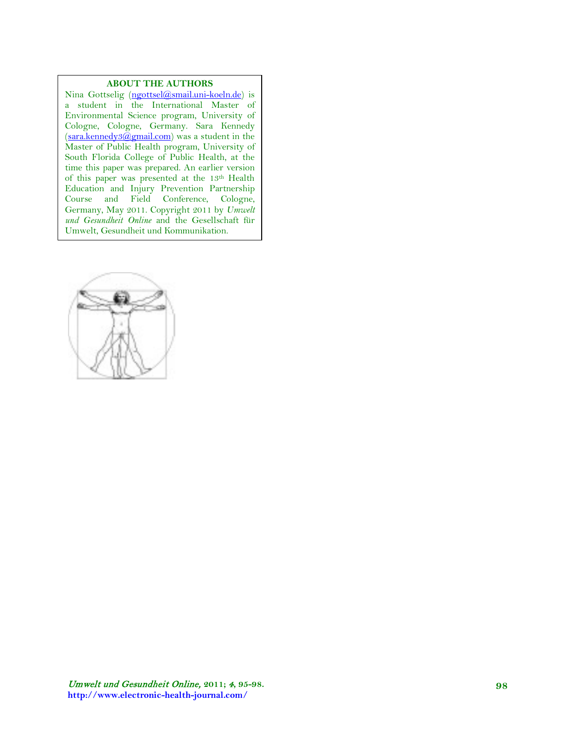**ABOUT THE AUTHORS**

Nina Gottselig (ngottsel@smail.uni-koeln.de) is a student in the International Master of Environmental Science program, University of Cologne, Cologne, Germany. Sara Kennedy (sara.kennedy3@gmail.com) was a student in the Master of Public Health program, University of South Florida College of Public Health, at the time this paper was prepared. An earlier version of this paper was presented at the 13th Health Education and Injury Prevention Partnership Course and Field Conference, Cologne, Germany, May 2011. Copyright 2011 by *Umwelt und Gesundheit Online* and the Gesellschaft für Umwelt, Gesundheit und Kommunikation.